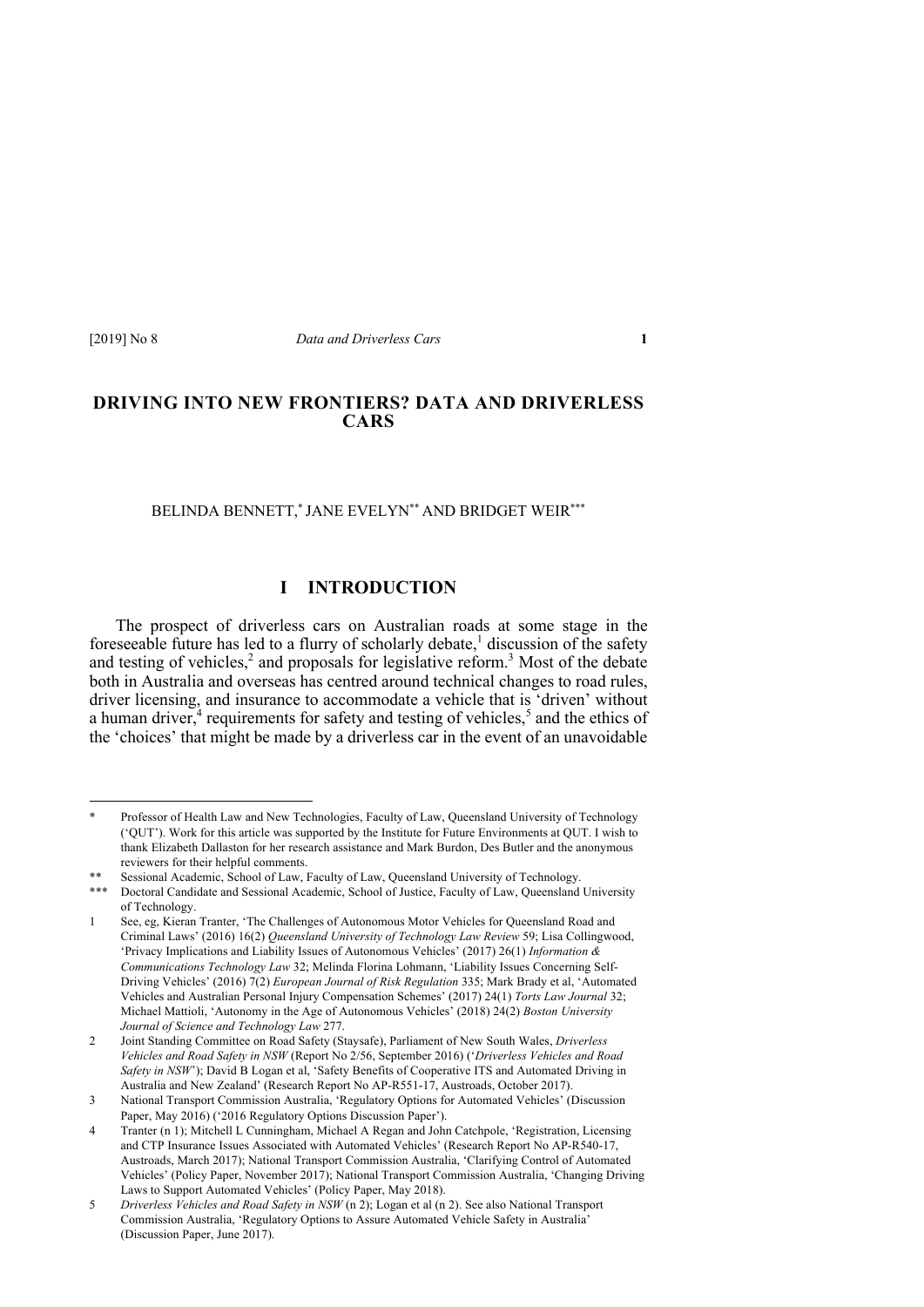# DRIVING INTO NEW FRONTIERS? DATA AND DRIVERLESS CARS

BELINDA BENNETT,[*] JANE EVELYN[**] AND BRIDGET WEIR[***]

## I INTRODUCTION

The prospect of driverless cars on Australian roads at some stage in the foreseeable future has led to a flurry of scholarly debate,[1] discussion of the safety and testing of vehicles,[2] and proposals for legislative reform.[3] Most of the debate both in Australia and overseas has centred around technical changes to road rules, driver licensing, and insurance to accommodate a vehicle that is 'driven' without a human driver,[4] requirements for safety and testing of vehicles,[5] and the ethics of the 'choices' that might be made by a driverless car in the event of an unavoidable

---

\* Professor of Health Law and New Technologies, Faculty of Law, Queensland University of Technology ('QUT'). Work for this article was supported by the Institute for Future Environments at QUT. I wish to thank Elizabeth Dallaston for her research assistance and Mark Burdon, Des Butler and the anonymous reviewers for their helpful comments.

\*\* Sessional Academic, School of Law, Faculty of Law, Queensland University of Technology.

\*\*\* Doctoral Candidate and Sessional Academic, School of Justice, Faculty of Law, Queensland University of Technology.

1 See, eg, Kieran Tranter, 'The Challenges of Autonomous Motor Vehicles for Queensland Road and Criminal Laws' (2016) 16(2) *Queensland University of Technology Law Review* 59; Lisa Collingwood, 'Privacy Implications and Liability Issues of Autonomous Vehicles' (2017) 26(1) *Information & Communications Technology Law* 32; Melinda Florina Lohmann, 'Liability Issues Concerning Self-Driving Vehicles' (2016) 7(2) *European Journal of Risk Regulation* 335; Mark Brady et al, 'Automated Vehicles and Australian Personal Injury Compensation Schemes' (2017) 24(1) *Torts Law Journal* 32; Michael Mattioli, 'Autonomy in the Age of Autonomous Vehicles' (2018) 24(2) *Boston University Journal of Science and Technology Law* 277.

2 Joint Standing Committee on Road Safety (Staysafe), Parliament of New South Wales, *Driverless Vehicles and Road Safety in NSW* (Report No 2/56, September 2016) ('*Driverless Vehicles and Road Safety in NSW*'); David B Logan et al, 'Safety Benefits of Cooperative ITS and Automated Driving in Australia and New Zealand' (Research Report No AP-R551-17, Austroads, October 2017).

3 National Transport Commission Australia, 'Regulatory Options for Automated Vehicles' (Discussion Paper, May 2016) ('2016 Regulatory Options Discussion Paper').

4 Tranter (n 1); Mitchell L Cunningham, Michael A Regan and John Catchpole, 'Registration, Licensing and CTP Insurance Issues Associated with Automated Vehicles' (Research Report No AP-R540-17, Austroads, March 2017); National Transport Commission Australia, 'Clarifying Control of Automated Vehicles' (Policy Paper, November 2017); National Transport Commission Australia, 'Changing Driving Laws to Support Automated Vehicles' (Policy Paper, May 2018).

5 *Driverless Vehicles and Road Safety in NSW* (n 2); Logan et al (n 2). See also National Transport Commission Australia, 'Regulatory Options to Assure Automated Vehicle Safety in Australia' (Discussion Paper, June 2017).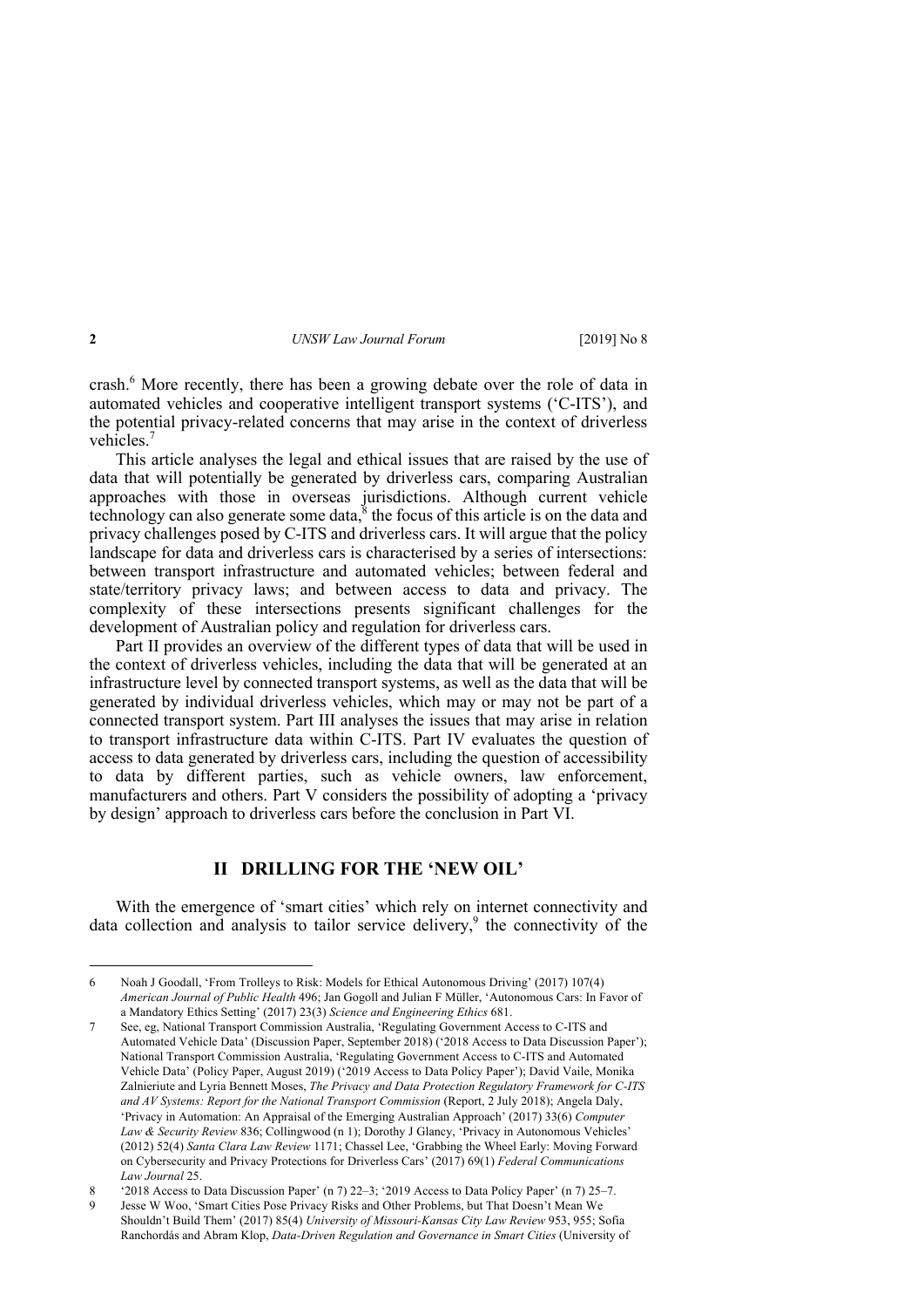crash.[6] More recently, there has been a growing debate over the role of data in automated vehicles and cooperative intelligent transport systems ('C-ITS'), and the potential privacy-related concerns that may arise in the context of driverless vehicles.[7]

This article analyses the legal and ethical issues that are raised by the use of data that will potentially be generated by driverless cars, comparing Australian approaches with those in overseas jurisdictions. Although current vehicle technology can also generate some data,[8] the focus of this article is on the data and privacy challenges posed by C-ITS and driverless cars. It will argue that the policy landscape for data and driverless cars is characterised by a series of intersections: between transport infrastructure and automated vehicles; between federal and state/territory privacy laws; and between access to data and privacy. The complexity of these intersections presents significant challenges for the development of Australian policy and regulation for driverless cars.

Part II provides an overview of the different types of data that will be used in the context of driverless vehicles, including the data that will be generated at an infrastructure level by connected transport systems, as well as the data that will be generated by individual driverless vehicles, which may or may not be part of a connected transport system. Part III analyses the issues that may arise in relation to transport infrastructure data within C-ITS. Part IV evaluates the question of access to data generated by driverless cars, including the question of accessibility to data by different parties, such as vehicle owners, law enforcement, manufacturers and others. Part V considers the possibility of adopting a 'privacy by design' approach to driverless cars before the conclusion in Part VI.

## II DRILLING FOR THE 'NEW OIL'

With the emergence of 'smart cities' which rely on internet connectivity and data collection and analysis to tailor service delivery,[9] the connectivity of the

---

6 Noah J Goodall, 'From Trolleys to Risk: Models for Ethical Autonomous Driving' (2017) 107(4) *American Journal of Public Health* 496; Jan Gogoll and Julian F Müller, 'Autonomous Cars: In Favor of a Mandatory Ethics Setting' (2017) 23(3) *Science and Engineering Ethics* 681.

7 See, eg, National Transport Commission Australia, 'Regulating Government Access to C-ITS and Automated Vehicle Data' (Discussion Paper, September 2018) ('2018 Access to Data Discussion Paper'); National Transport Commission Australia, 'Regulating Government Access to C-ITS and Automated Vehicle Data' (Policy Paper, August 2019) ('2019 Access to Data Policy Paper'); David Vaile, Monika Zalnieriute and Lyria Bennett Moses, *The Privacy and Data Protection Regulatory Framework for C-ITS and AV Systems: Report for the National Transport Commission* (Report, 2 July 2018); Angela Daly, 'Privacy in Automation: An Appraisal of the Emerging Australian Approach' (2017) 33(6) *Computer Law & Security Review* 836; Collingwood (n 1); Dorothy J Glancy, 'Privacy in Autonomous Vehicles' (2012) 52(4) *Santa Clara Law Review* 1171; Chassel Lee, 'Grabbing the Wheel Early: Moving Forward on Cybersecurity and Privacy Protections for Driverless Cars' (2017) 69(1) *Federal Communications Law Journal* 25.

8 '2018 Access to Data Discussion Paper' (n 7) 22–3; '2019 Access to Data Policy Paper' (n 7) 25–7.

9 Jesse W Woo, 'Smart Cities Pose Privacy Risks and Other Problems, but That Doesn't Mean We Shouldn't Build Them' (2017) 85(4) *University of Missouri-Kansas City Law Review* 953, 955; Sofia Ranchordás and Abram Klop, *Data-Driven Regulation and Governance in Smart Cities* (University of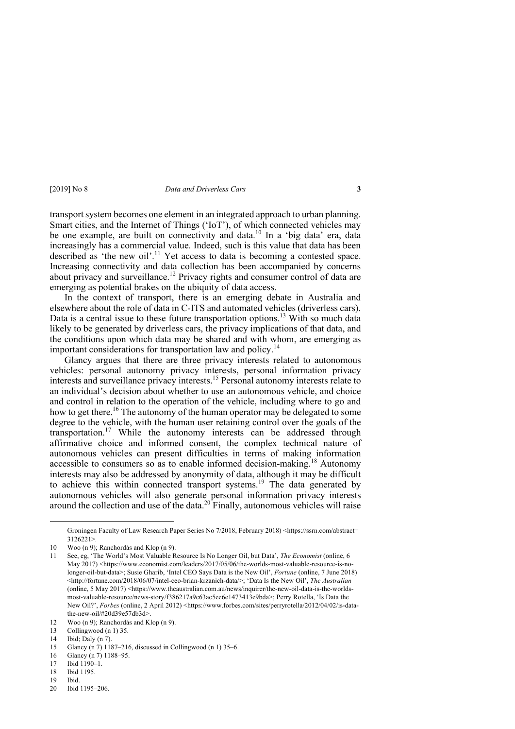transport system becomes one element in an integrated approach to urban planning. Smart cities, and the Internet of Things ('IoT'), of which connected vehicles may be one example, are built on connectivity and data.[10] In a 'big data' era, data increasingly has a commercial value. Indeed, such is this value that data has been described as 'the new oil'.[11] Yet access to data is becoming a contested space. Increasing connectivity and data collection has been accompanied by concerns about privacy and surveillance.[12] Privacy rights and consumer control of data are emerging as potential brakes on the ubiquity of data access.

In the context of transport, there is an emerging debate in Australia and elsewhere about the role of data in C-ITS and automated vehicles (driverless cars). Data is a central issue to these future transportation options.[13] With so much data likely to be generated by driverless cars, the privacy implications of that data, and the conditions upon which data may be shared and with whom, are emerging as important considerations for transportation law and policy.[14]

Glancy argues that there are three privacy interests related to autonomous vehicles: personal autonomy privacy interests, personal information privacy interests and surveillance privacy interests.[15] Personal autonomy interests relate to an individual's decision about whether to use an autonomous vehicle, and choice and control in relation to the operation of the vehicle, including where to go and how to get there.[16] The autonomy of the human operator may be delegated to some degree to the vehicle, with the human user retaining control over the goals of the transportation.[17] While the autonomy interests can be addressed through affirmative choice and informed consent, the complex technical nature of autonomous vehicles can present difficulties in terms of making information accessible to consumers so as to enable informed decision-making.[18] Autonomy interests may also be addressed by anonymity of data, although it may be difficult to achieve this within connected transport systems.[19] The data generated by autonomous vehicles will also generate personal information privacy interests around the collection and use of the data.[20] Finally, autonomous vehicles will raise

---

Groningen Faculty of Law Research Paper Series No 7/2018, February 2018) <https://ssrn.com/abstract=3126221>.

10 Woo (n 9); Ranchordás and Klop (n 9).

11 See, eg, 'The World's Most Valuable Resource Is No Longer Oil, but Data', *The Economist* (online, 6 May 2017) <https://www.economist.com/leaders/2017/05/06/the-worlds-most-valuable-resource-is-no-longer-oil-but-data>; Susie Gharib, 'Intel CEO Says Data is the New Oil', *Fortune* (online, 7 June 2018) <http://fortune.com/2018/06/07/intel-ceo-brian-krzanich-data/>; 'Data Is the New Oil', *The Australian* (online, 5 May 2017) <https://www.theaustralian.com.au/news/inquirer/the-new-oil-data-is-the-worlds-most-valuable-resource/news-story/f386217a9c63ac5ee6e1473413e9bda>; Perry Rotella, 'Is Data the New Oil?', *Forbes* (online, 2 April 2012) <https://www.forbes.com/sites/perryrotella/2012/04/02/is-data-the-new-oil/#20d39e57db3d>.

12 Woo (n 9); Ranchordás and Klop (n 9).

13 Collingwood (n 1) 35.

14 Ibid; Daly (n 7).

15 Glancy (n 7) 1187–216, discussed in Collingwood (n 1) 35–6.

16 Glancy (n 7) 1188–95.

17 Ibid 1190–1.

18 Ibid 1195.

19 Ibid.

20 Ibid 1195–206.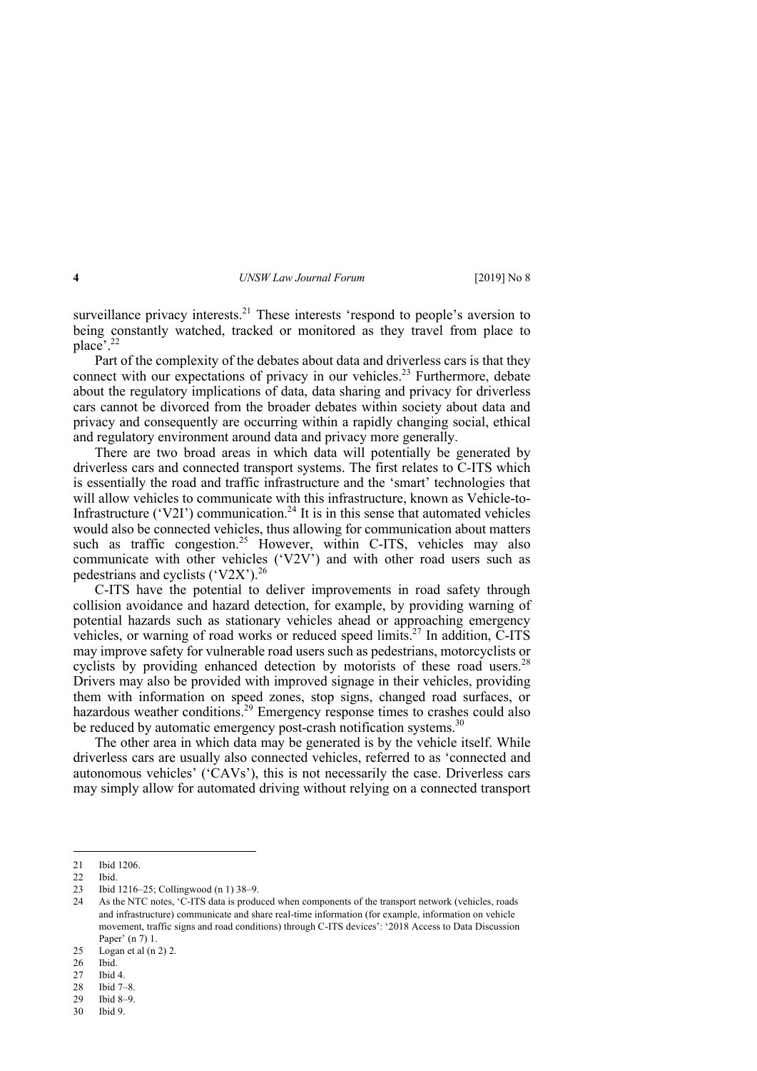surveillance privacy interests.[21] These interests 'respond to people's aversion to being constantly watched, tracked or monitored as they travel from place to place'.[22]

Part of the complexity of the debates about data and driverless cars is that they connect with our expectations of privacy in our vehicles.[23] Furthermore, debate about the regulatory implications of data, data sharing and privacy for driverless cars cannot be divorced from the broader debates within society about data and privacy and consequently are occurring within a rapidly changing social, ethical and regulatory environment around data and privacy more generally.

There are two broad areas in which data will potentially be generated by driverless cars and connected transport systems. The first relates to C-ITS which is essentially the road and traffic infrastructure and the 'smart' technologies that will allow vehicles to communicate with this infrastructure, known as Vehicle-to-Infrastructure ('V2I') communication.[24] It is in this sense that automated vehicles would also be connected vehicles, thus allowing for communication about matters such as traffic congestion.[25] However, within C-ITS, vehicles may also communicate with other vehicles ('V2V') and with other road users such as pedestrians and cyclists ('V2X').[26]

C-ITS have the potential to deliver improvements in road safety through collision avoidance and hazard detection, for example, by providing warning of potential hazards such as stationary vehicles ahead or approaching emergency vehicles, or warning of road works or reduced speed limits.[27] In addition, C-ITS may improve safety for vulnerable road users such as pedestrians, motorcyclists or cyclists by providing enhanced detection by motorists of these road users.[28] Drivers may also be provided with improved signage in their vehicles, providing them with information on speed zones, stop signs, changed road surfaces, or hazardous weather conditions.[29] Emergency response times to crashes could also be reduced by automatic emergency post-crash notification systems.[30]

The other area in which data may be generated is by the vehicle itself. While driverless cars are usually also connected vehicles, referred to as 'connected and autonomous vehicles' ('CAVs'), this is not necessarily the case. Driverless cars may simply allow for automated driving without relying on a connected transport

---

21 Ibid 1206.

22 Ibid.

23 Ibid 1216–25; Collingwood (n 1) 38–9.

24 As the NTC notes, 'C-ITS data is produced when components of the transport network (vehicles, roads and infrastructure) communicate and share real-time information (for example, information on vehicle movement, traffic signs and road conditions) through C-ITS devices': '2018 Access to Data Discussion Paper' (n 7) 1.

25 Logan et al (n 2) 2.

26 Ibid.

27 Ibid 4.

28 Ibid 7–8.

29 Ibid 8–9.

30 Ibid 9.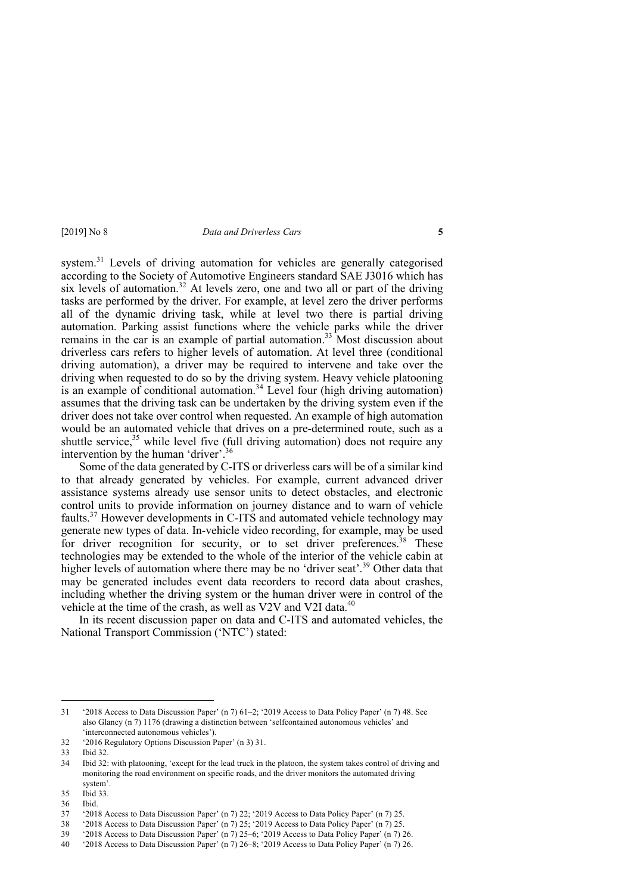system.[31] Levels of driving automation for vehicles are generally categorised according to the Society of Automotive Engineers standard SAE J3016 which has six levels of automation.[32] At levels zero, one and two all or part of the driving tasks are performed by the driver. For example, at level zero the driver performs all of the dynamic driving task, while at level two there is partial driving automation. Parking assist functions where the vehicle parks while the driver remains in the car is an example of partial automation.[33] Most discussion about driverless cars refers to higher levels of automation. At level three (conditional driving automation), a driver may be required to intervene and take over the driving when requested to do so by the driving system. Heavy vehicle platooning is an example of conditional automation.[34] Level four (high driving automation) assumes that the driving task can be undertaken by the driving system even if the driver does not take over control when requested. An example of high automation would be an automated vehicle that drives on a pre-determined route, such as a shuttle service,[35] while level five (full driving automation) does not require any intervention by the human 'driver'.[36]

Some of the data generated by C-ITS or driverless cars will be of a similar kind to that already generated by vehicles. For example, current advanced driver assistance systems already use sensor units to detect obstacles, and electronic control units to provide information on journey distance and to warn of vehicle faults.[37] However developments in C-ITS and automated vehicle technology may generate new types of data. In-vehicle video recording, for example, may be used for driver recognition for security, or to set driver preferences.[38] These technologies may be extended to the whole of the interior of the vehicle cabin at higher levels of automation where there may be no 'driver seat'.[39] Other data that may be generated includes event data recorders to record data about crashes, including whether the driving system or the human driver were in control of the vehicle at the time of the crash, as well as V2V and V2I data.[40]

In its recent discussion paper on data and C-ITS and automated vehicles, the National Transport Commission ('NTC') stated:

---

31 '2018 Access to Data Discussion Paper' (n 7) 61–2; '2019 Access to Data Policy Paper' (n 7) 48. See also Glancy (n 7) 1176 (drawing a distinction between 'selfcontained autonomous vehicles' and 'interconnected autonomous vehicles').

32 '2016 Regulatory Options Discussion Paper' (n 3) 31.

33 Ibid 32.

34 Ibid 32: with platooning, 'except for the lead truck in the platoon, the system takes control of driving and monitoring the road environment on specific roads, and the driver monitors the automated driving system'.

35 Ibid 33.

36 Ibid.

37 '2018 Access to Data Discussion Paper' (n 7) 22; '2019 Access to Data Policy Paper' (n 7) 25.

38 '2018 Access to Data Discussion Paper' (n 7) 25; '2019 Access to Data Policy Paper' (n 7) 25.

39 '2018 Access to Data Discussion Paper' (n 7) 25–6; '2019 Access to Data Policy Paper' (n 7) 26.

40 '2018 Access to Data Discussion Paper' (n 7) 26–8; '2019 Access to Data Policy Paper' (n 7) 26.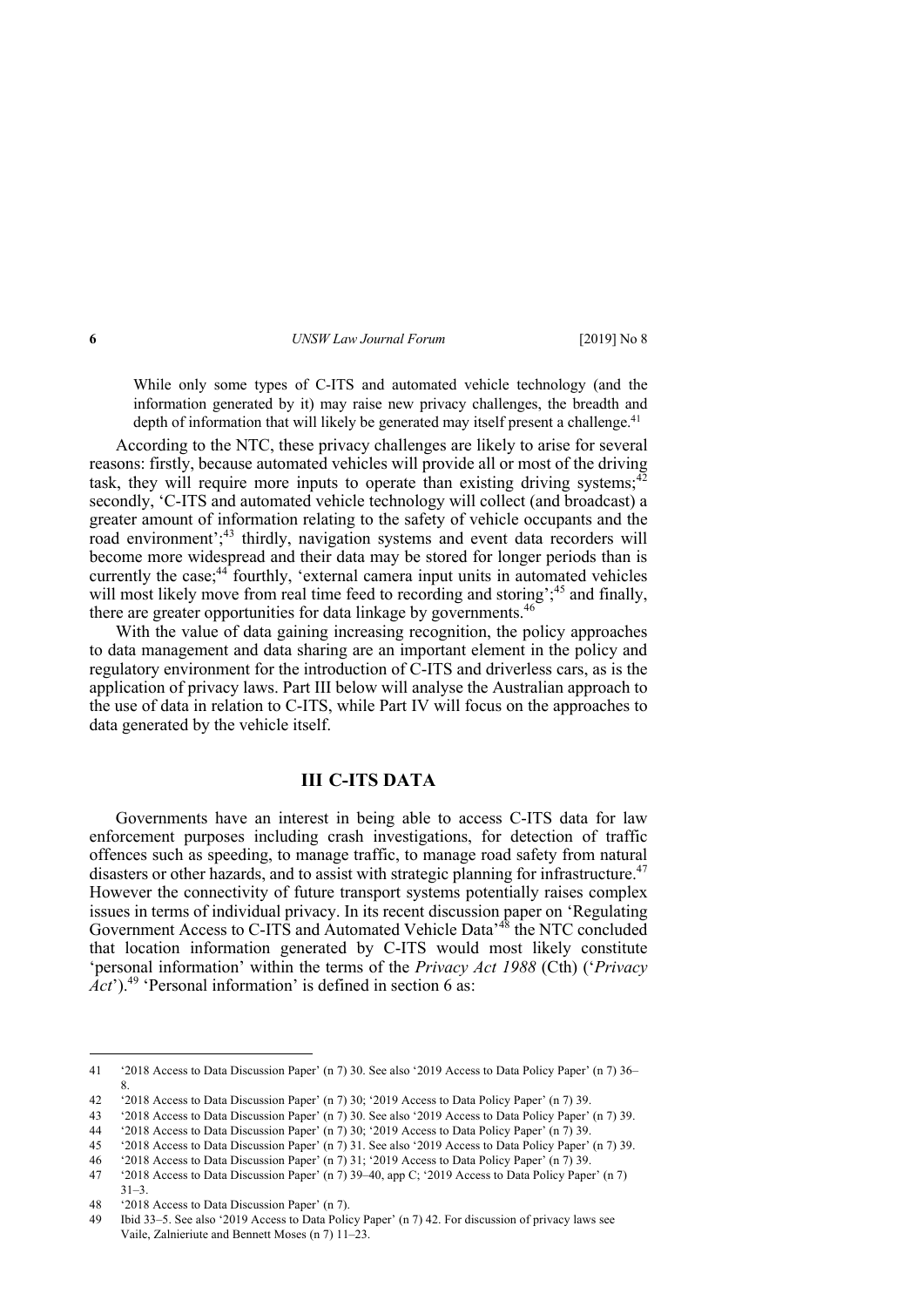> While only some types of C-ITS and automated vehicle technology (and the information generated by it) may raise new privacy challenges, the breadth and depth of information that will likely be generated may itself present a challenge.[41]

According to the NTC, these privacy challenges are likely to arise for several reasons: firstly, because automated vehicles will provide all or most of the driving task, they will require more inputs to operate than existing driving systems;[42] secondly, 'C-ITS and automated vehicle technology will collect (and broadcast) a greater amount of information relating to the safety of vehicle occupants and the road environment';[43] thirdly, navigation systems and event data recorders will become more widespread and their data may be stored for longer periods than is currently the case;[44] fourthly, 'external camera input units in automated vehicles will most likely move from real time feed to recording and storing';[45] and finally, there are greater opportunities for data linkage by governments.[46]

With the value of data gaining increasing recognition, the policy approaches to data management and data sharing are an important element in the policy and regulatory environment for the introduction of C-ITS and driverless cars, as is the application of privacy laws. Part III below will analyse the Australian approach to the use of data in relation to C-ITS, while Part IV will focus on the approaches to data generated by the vehicle itself.

## III C-ITS DATA

Governments have an interest in being able to access C-ITS data for law enforcement purposes including crash investigations, for detection of traffic offences such as speeding, to manage traffic, to manage road safety from natural disasters or other hazards, and to assist with strategic planning for infrastructure.[47] However the connectivity of future transport systems potentially raises complex issues in terms of individual privacy. In its recent discussion paper on 'Regulating Government Access to C-ITS and Automated Vehicle Data'[48] the NTC concluded that location information generated by C-ITS would most likely constitute 'personal information' within the terms of the *Privacy Act 1988* (Cth) ('*Privacy Act*').[49] 'Personal information' is defined in section 6 as:

---

41 '2018 Access to Data Discussion Paper' (n 7) 30. See also '2019 Access to Data Policy Paper' (n 7) 36–8.

42 '2018 Access to Data Discussion Paper' (n 7) 30; '2019 Access to Data Policy Paper' (n 7) 39.

43 '2018 Access to Data Discussion Paper' (n 7) 30. See also '2019 Access to Data Policy Paper' (n 7) 39.

44 '2018 Access to Data Discussion Paper' (n 7) 30; '2019 Access to Data Policy Paper' (n 7) 39.

45 '2018 Access to Data Discussion Paper' (n 7) 31. See also '2019 Access to Data Policy Paper' (n 7) 39.

46 '2018 Access to Data Discussion Paper' (n 7) 31; '2019 Access to Data Policy Paper' (n 7) 39.

47 '2018 Access to Data Discussion Paper' (n 7) 39–40, app C; '2019 Access to Data Policy Paper' (n 7) 31–3.

48 '2018 Access to Data Discussion Paper' (n 7).

49 Ibid 33–5. See also '2019 Access to Data Policy Paper' (n 7) 42. For discussion of privacy laws see Vaile, Zalnieriute and Bennett Moses (n 7) 11–23.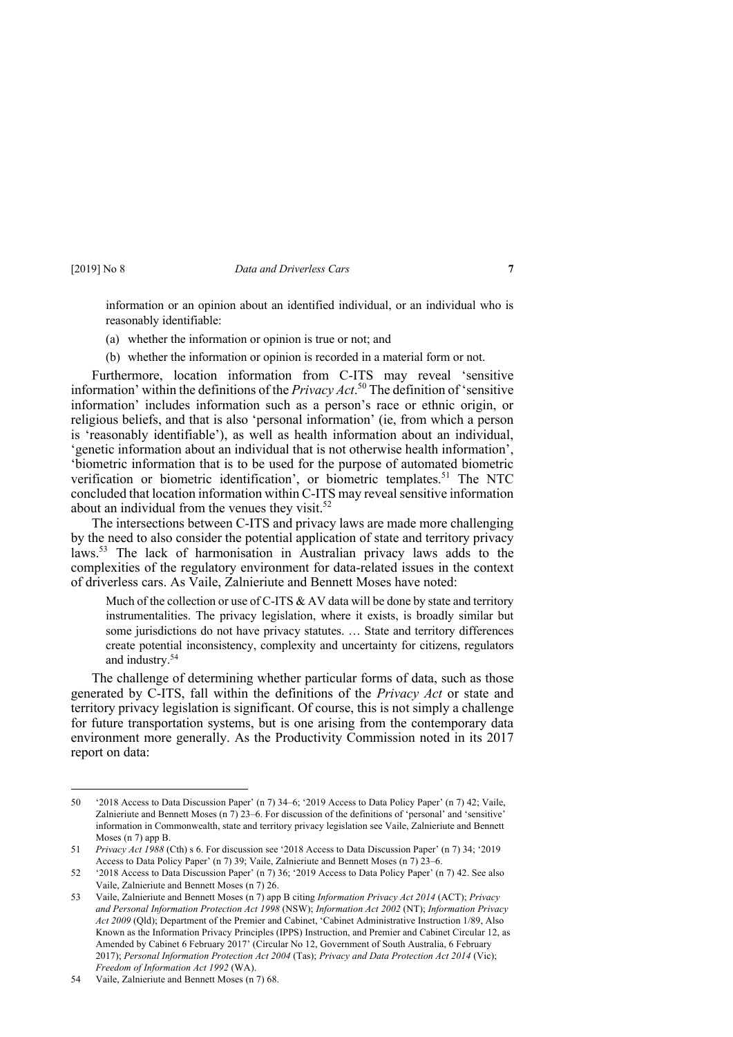> information or an opinion about an identified individual, or an individual who is reasonably identifiable:
>
> (a) whether the information or opinion is true or not; and
>
> (b) whether the information or opinion is recorded in a material form or not.

Furthermore, location information from C-ITS may reveal 'sensitive information' within the definitions of the *Privacy Act*.[50] The definition of 'sensitive information' includes information such as a person's race or ethnic origin, or religious beliefs, and that is also 'personal information' (ie, from which a person is 'reasonably identifiable'), as well as health information about an individual, 'genetic information about an individual that is not otherwise health information', 'biometric information that is to be used for the purpose of automated biometric verification or biometric identification', or biometric templates.[51] The NTC concluded that location information within C-ITS may reveal sensitive information about an individual from the venues they visit.[52]

The intersections between C-ITS and privacy laws are made more challenging by the need to also consider the potential application of state and territory privacy laws.[53] The lack of harmonisation in Australian privacy laws adds to the complexities of the regulatory environment for data-related issues in the context of driverless cars. As Vaile, Zalnieriute and Bennett Moses have noted:

> Much of the collection or use of C-ITS & AV data will be done by state and territory instrumentalities. The privacy legislation, where it exists, is broadly similar but some jurisdictions do not have privacy statutes. … State and territory differences create potential inconsistency, complexity and uncertainty for citizens, regulators and industry.[54]

The challenge of determining whether particular forms of data, such as those generated by C-ITS, fall within the definitions of the *Privacy Act* or state and territory privacy legislation is significant. Of course, this is not simply a challenge for future transportation systems, but is one arising from the contemporary data environment more generally. As the Productivity Commission noted in its 2017 report on data:

---

50 '2018 Access to Data Discussion Paper' (n 7) 34–6; '2019 Access to Data Policy Paper' (n 7) 42; Vaile, Zalnieriute and Bennett Moses (n 7) 23–6. For discussion of the definitions of 'personal' and 'sensitive' information in Commonwealth, state and territory privacy legislation see Vaile, Zalnieriute and Bennett Moses (n 7) app B.

51 *Privacy Act 1988* (Cth) s 6. For discussion see '2018 Access to Data Discussion Paper' (n 7) 34; '2019 Access to Data Policy Paper' (n 7) 39; Vaile, Zalnieriute and Bennett Moses (n 7) 23–6.

52 '2018 Access to Data Discussion Paper' (n 7) 36; '2019 Access to Data Policy Paper' (n 7) 42. See also Vaile, Zalnieriute and Bennett Moses (n 7) 26.

53 Vaile, Zalnieriute and Bennett Moses (n 7) app B citing *Information Privacy Act 2014* (ACT); *Privacy and Personal Information Protection Act 1998* (NSW); *Information Act 2002* (NT); *Information Privacy Act 2009* (Qld); Department of the Premier and Cabinet, 'Cabinet Administrative Instruction 1/89, Also Known as the Information Privacy Principles (IPPS) Instruction, and Premier and Cabinet Circular 12, as Amended by Cabinet 6 February 2017' (Circular No 12, Government of South Australia, 6 February 2017); *Personal Information Protection Act 2004* (Tas); *Privacy and Data Protection Act 2014* (Vic); *Freedom of Information Act 1992* (WA).

54 Vaile, Zalnieriute and Bennett Moses (n 7) 68.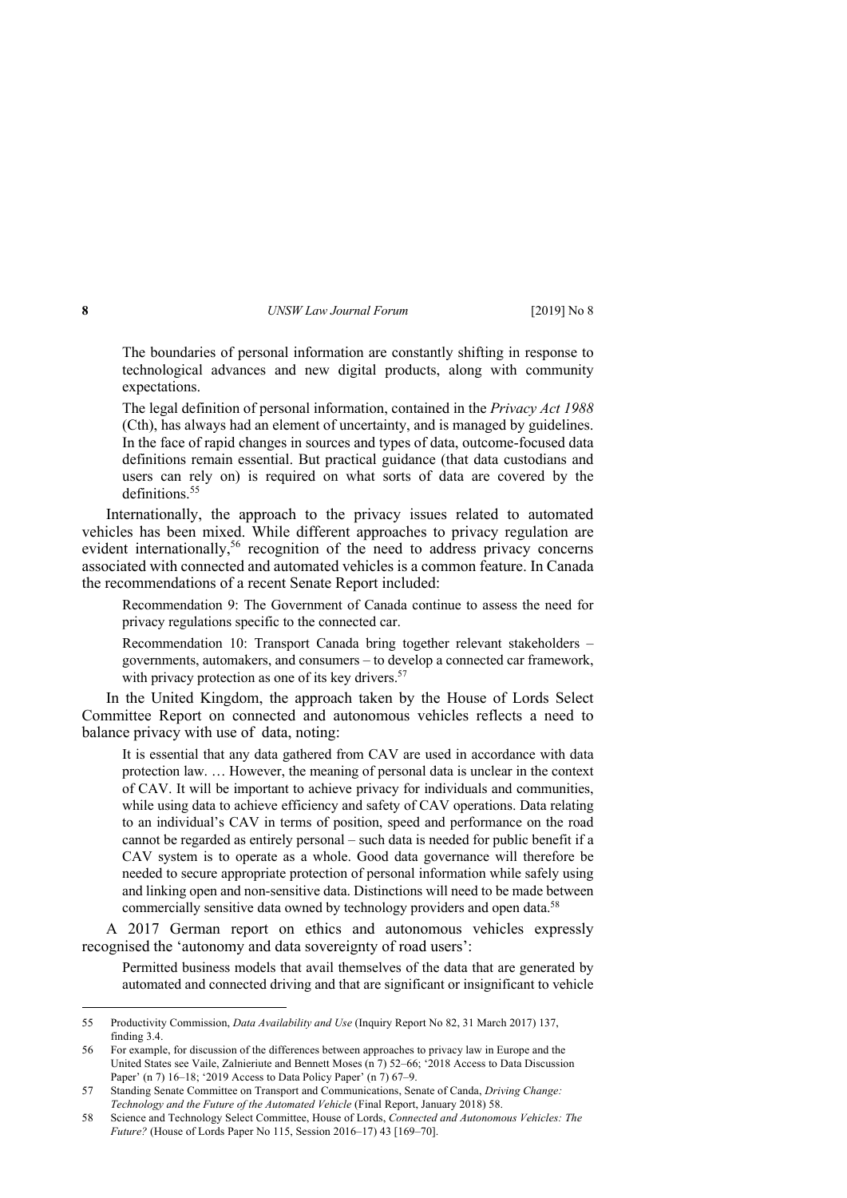> The boundaries of personal information are constantly shifting in response to technological advances and new digital products, along with community expectations.
>
> The legal definition of personal information, contained in the *Privacy Act 1988* (Cth), has always had an element of uncertainty, and is managed by guidelines. In the face of rapid changes in sources and types of data, outcome-focused data definitions remain essential. But practical guidance (that data custodians and users can rely on) is required on what sorts of data are covered by the definitions.[55]

Internationally, the approach to the privacy issues related to automated vehicles has been mixed. While different approaches to privacy regulation are evident internationally,[56] recognition of the need to address privacy concerns associated with connected and automated vehicles is a common feature. In Canada the recommendations of a recent Senate Report included:

> Recommendation 9: The Government of Canada continue to assess the need for privacy regulations specific to the connected car.
>
> Recommendation 10: Transport Canada bring together relevant stakeholders – governments, automakers, and consumers – to develop a connected car framework, with privacy protection as one of its key drivers.[57]

In the United Kingdom, the approach taken by the House of Lords Select Committee Report on connected and autonomous vehicles reflects a need to balance privacy with use of data, noting:

> It is essential that any data gathered from CAV are used in accordance with data protection law. … However, the meaning of personal data is unclear in the context of CAV. It will be important to achieve privacy for individuals and communities, while using data to achieve efficiency and safety of CAV operations. Data relating to an individual's CAV in terms of position, speed and performance on the road cannot be regarded as entirely personal – such data is needed for public benefit if a CAV system is to operate as a whole. Good data governance will therefore be needed to secure appropriate protection of personal information while safely using and linking open and non-sensitive data. Distinctions will need to be made between commercially sensitive data owned by technology providers and open data.[58]

A 2017 German report on ethics and autonomous vehicles expressly recognised the 'autonomy and data sovereignty of road users':

> Permitted business models that avail themselves of the data that are generated by automated and connected driving and that are significant or insignificant to vehicle

---

55 Productivity Commission, *Data Availability and Use* (Inquiry Report No 82, 31 March 2017) 137, finding 3.4.

56 For example, for discussion of the differences between approaches to privacy law in Europe and the United States see Vaile, Zalnieriute and Bennett Moses (n 7) 52–66; '2018 Access to Data Discussion Paper' (n 7) 16–18; '2019 Access to Data Policy Paper' (n 7) 67–9.

57 Standing Senate Committee on Transport and Communications, Senate of Canda, *Driving Change: Technology and the Future of the Automated Vehicle* (Final Report, January 2018) 58.

58 Science and Technology Select Committee, House of Lords, *Connected and Autonomous Vehicles: The Future?* (House of Lords Paper No 115, Session 2016–17) 43 [169–70].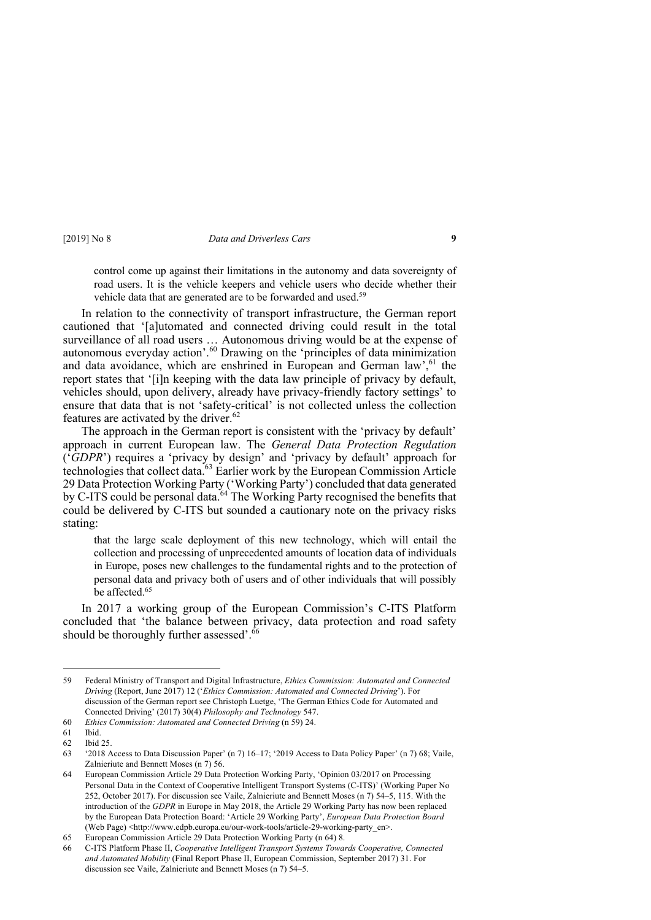> control come up against their limitations in the autonomy and data sovereignty of road users. It is the vehicle keepers and vehicle users who decide whether their vehicle data that are generated are to be forwarded and used.[59]

In relation to the connectivity of transport infrastructure, the German report cautioned that '[a]utomated and connected driving could result in the total surveillance of all road users … Autonomous driving would be at the expense of autonomous everyday action'.[60] Drawing on the 'principles of data minimization and data avoidance, which are enshrined in European and German law',[61] the report states that '[i]n keeping with the data law principle of privacy by default, vehicles should, upon delivery, already have privacy-friendly factory settings' to ensure that data that is not 'safety-critical' is not collected unless the collection features are activated by the driver.[62]

The approach in the German report is consistent with the 'privacy by default' approach in current European law. The *General Data Protection Regulation* ('*GDPR*') requires a 'privacy by design' and 'privacy by default' approach for technologies that collect data.[63] Earlier work by the European Commission Article 29 Data Protection Working Party ('Working Party') concluded that data generated by C-ITS could be personal data.[64] The Working Party recognised the benefits that could be delivered by C-ITS but sounded a cautionary note on the privacy risks stating:

> that the large scale deployment of this new technology, which will entail the collection and processing of unprecedented amounts of location data of individuals in Europe, poses new challenges to the fundamental rights and to the protection of personal data and privacy both of users and of other individuals that will possibly be affected.[65]

In 2017 a working group of the European Commission's C-ITS Platform concluded that 'the balance between privacy, data protection and road safety should be thoroughly further assessed'.[66]

---

59 Federal Ministry of Transport and Digital Infrastructure, *Ethics Commission: Automated and Connected Driving* (Report, June 2017) 12 ('*Ethics Commission: Automated and Connected Driving*'). For discussion of the German report see Christoph Luetge, 'The German Ethics Code for Automated and Connected Driving' (2017) 30(4) *Philosophy and Technology* 547.

60 *Ethics Commission: Automated and Connected Driving* (n 59) 24.

61 Ibid.

62 Ibid 25.

63 '2018 Access to Data Discussion Paper' (n 7) 16–17; '2019 Access to Data Policy Paper' (n 7) 68; Vaile, Zalnieriute and Bennett Moses (n 7) 56.

64 European Commission Article 29 Data Protection Working Party, 'Opinion 03/2017 on Processing Personal Data in the Context of Cooperative Intelligent Transport Systems (C-ITS)' (Working Paper No 252, October 2017). For discussion see Vaile, Zalnieriute and Bennett Moses (n 7) 54–5, 115. With the introduction of the *GDPR* in Europe in May 2018, the Article 29 Working Party has now been replaced by the European Data Protection Board: 'Article 29 Working Party', *European Data Protection Board* (Web Page) <http://www.edpb.europa.eu/our-work-tools/article-29-working-party_en>.

65 European Commission Article 29 Data Protection Working Party (n 64) 8.

66 C-ITS Platform Phase II, *Cooperative Intelligent Transport Systems Towards Cooperative, Connected and Automated Mobility* (Final Report Phase II, European Commission, September 2017) 31. For discussion see Vaile, Zalnieriute and Bennett Moses (n 7) 54–5.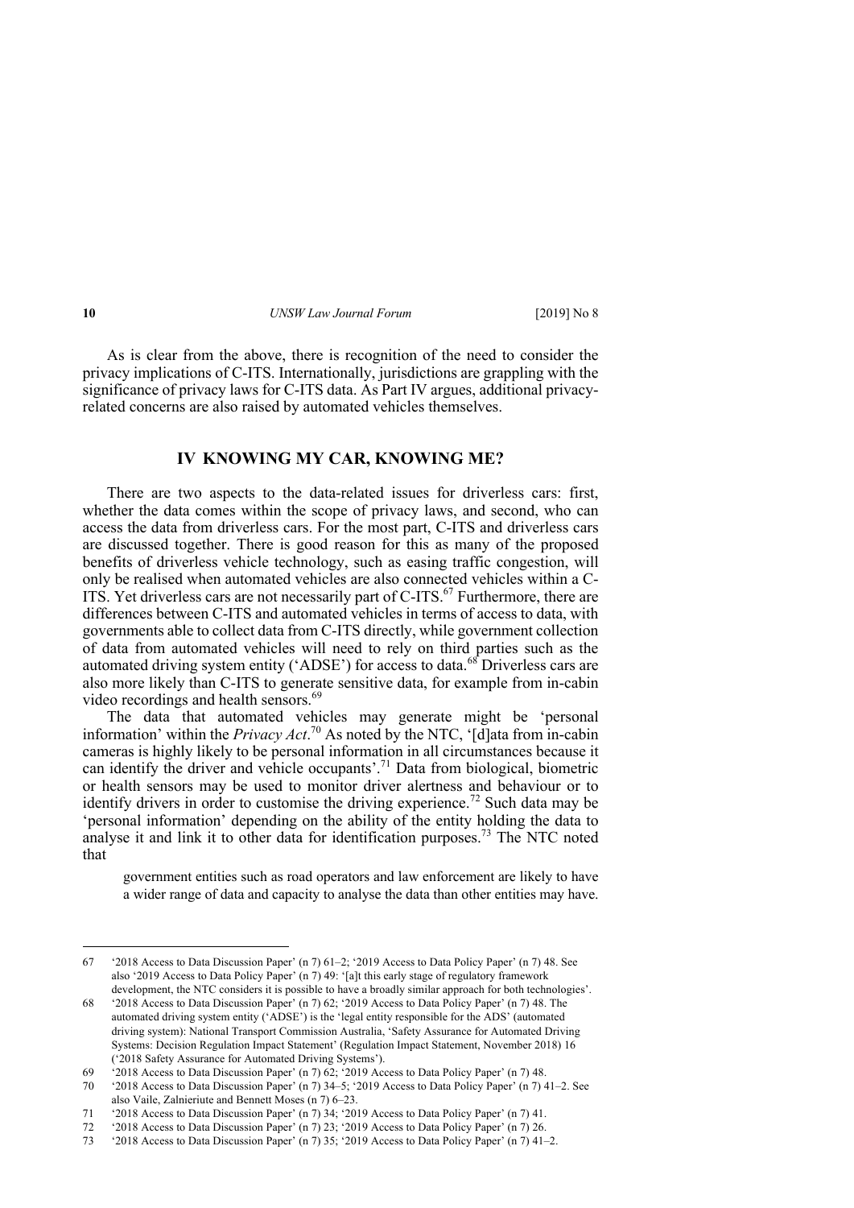As is clear from the above, there is recognition of the need to consider the privacy implications of C-ITS. Internationally, jurisdictions are grappling with the significance of privacy laws for C-ITS data. As Part IV argues, additional privacy-related concerns are also raised by automated vehicles themselves.

## IV KNOWING MY CAR, KNOWING ME?

There are two aspects to the data-related issues for driverless cars: first, whether the data comes within the scope of privacy laws, and second, who can access the data from driverless cars. For the most part, C-ITS and driverless cars are discussed together. There is good reason for this as many of the proposed benefits of driverless vehicle technology, such as easing traffic congestion, will only be realised when automated vehicles are also connected vehicles within a C-ITS. Yet driverless cars are not necessarily part of C-ITS.[67] Furthermore, there are differences between C-ITS and automated vehicles in terms of access to data, with governments able to collect data from C-ITS directly, while government collection of data from automated vehicles will need to rely on third parties such as the automated driving system entity ('ADSE') for access to data.[68] Driverless cars are also more likely than C-ITS to generate sensitive data, for example from in-cabin video recordings and health sensors.[69]

The data that automated vehicles may generate might be 'personal information' within the *Privacy Act*.[70] As noted by the NTC, '[d]ata from in-cabin cameras is highly likely to be personal information in all circumstances because it can identify the driver and vehicle occupants'.[71] Data from biological, biometric or health sensors may be used to monitor driver alertness and behaviour or to identify drivers in order to customise the driving experience.[72] Such data may be 'personal information' depending on the ability of the entity holding the data to analyse it and link it to other data for identification purposes.[73] The NTC noted that

> government entities such as road operators and law enforcement are likely to have a wider range of data and capacity to analyse the data than other entities may have.

---

67 '2018 Access to Data Discussion Paper' (n 7) 61–2; '2019 Access to Data Policy Paper' (n 7) 48. See also '2019 Access to Data Policy Paper' (n 7) 49: '[a]t this early stage of regulatory framework development, the NTC considers it is possible to have a broadly similar approach for both technologies'.

68 '2018 Access to Data Discussion Paper' (n 7) 62; '2019 Access to Data Policy Paper' (n 7) 48. The automated driving system entity ('ADSE') is the 'legal entity responsible for the ADS' (automated driving system): National Transport Commission Australia, 'Safety Assurance for Automated Driving Systems: Decision Regulation Impact Statement' (Regulation Impact Statement, November 2018) 16 ('2018 Safety Assurance for Automated Driving Systems').

69 '2018 Access to Data Discussion Paper' (n 7) 62; '2019 Access to Data Policy Paper' (n 7) 48.

70 '2018 Access to Data Discussion Paper' (n 7) 34–5; '2019 Access to Data Policy Paper' (n 7) 41–2. See also Vaile, Zalnieriute and Bennett Moses (n 7) 6–23.

71 '2018 Access to Data Discussion Paper' (n 7) 34; '2019 Access to Data Policy Paper' (n 7) 41.

72 '2018 Access to Data Discussion Paper' (n 7) 23; '2019 Access to Data Policy Paper' (n 7) 26.

73 '2018 Access to Data Discussion Paper' (n 7) 35; '2019 Access to Data Policy Paper' (n 7) 41–2.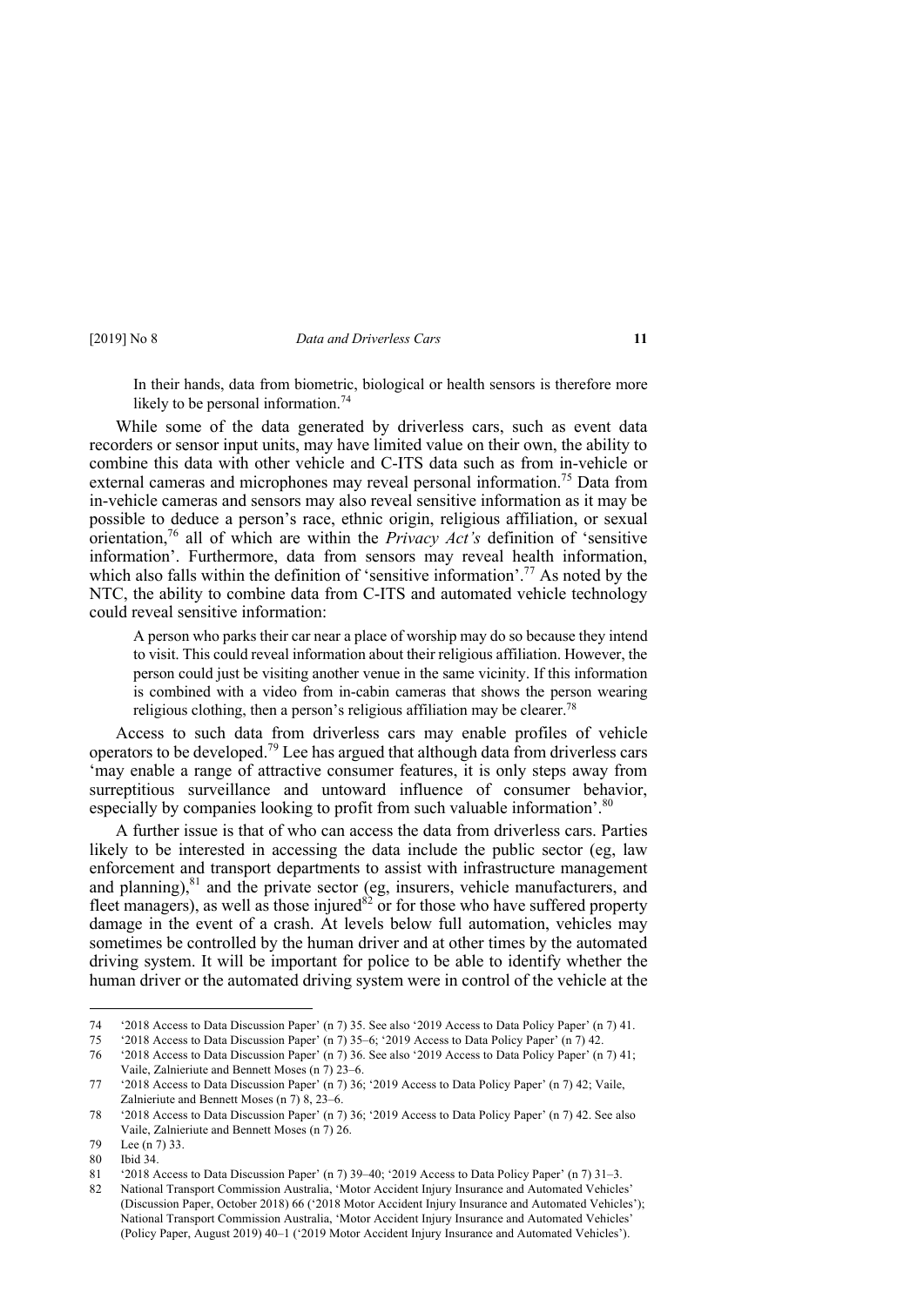In their hands, data from biometric, biological or health sensors is therefore more likely to be personal information.[74]

While some of the data generated by driverless cars, such as event data recorders or sensor input units, may have limited value on their own, the ability to combine this data with other vehicle and C-ITS data such as from in-vehicle or external cameras and microphones may reveal personal information.[75] Data from in-vehicle cameras and sensors may also reveal sensitive information as it may be possible to deduce a person's race, ethnic origin, religious affiliation, or sexual orientation,[76] all of which are within the *Privacy Act's* definition of 'sensitive information'. Furthermore, data from sensors may reveal health information, which also falls within the definition of 'sensitive information'.[77] As noted by the NTC, the ability to combine data from C-ITS and automated vehicle technology could reveal sensitive information:

> A person who parks their car near a place of worship may do so because they intend to visit. This could reveal information about their religious affiliation. However, the person could just be visiting another venue in the same vicinity. If this information is combined with a video from in-cabin cameras that shows the person wearing religious clothing, then a person's religious affiliation may be clearer.[78]

Access to such data from driverless cars may enable profiles of vehicle operators to be developed.[79] Lee has argued that although data from driverless cars 'may enable a range of attractive consumer features, it is only steps away from surreptitious surveillance and untoward influence of consumer behavior, especially by companies looking to profit from such valuable information'.[80]

A further issue is that of who can access the data from driverless cars. Parties likely to be interested in accessing the data include the public sector (eg, law enforcement and transport departments to assist with infrastructure management and planning),[81] and the private sector (eg, insurers, vehicle manufacturers, and fleet managers), as well as those injured[82] or for those who have suffered property damage in the event of a crash. At levels below full automation, vehicles may sometimes be controlled by the human driver and at other times by the automated driving system. It will be important for police to be able to identify whether the human driver or the automated driving system were in control of the vehicle at the

---

74 '2018 Access to Data Discussion Paper' (n 7) 35. See also '2019 Access to Data Policy Paper' (n 7) 41.

75 '2018 Access to Data Discussion Paper' (n 7) 35–6; '2019 Access to Data Policy Paper' (n 7) 42.

76 '2018 Access to Data Discussion Paper' (n 7) 36. See also '2019 Access to Data Policy Paper' (n 7) 41; Vaile, Zalnieriute and Bennett Moses (n 7) 23–6.

77 '2018 Access to Data Discussion Paper' (n 7) 36; '2019 Access to Data Policy Paper' (n 7) 42; Vaile, Zalnieriute and Bennett Moses (n 7) 8, 23–6.

78 '2018 Access to Data Discussion Paper' (n 7) 36; '2019 Access to Data Policy Paper' (n 7) 42. See also Vaile, Zalnieriute and Bennett Moses (n 7) 26.

79 Lee (n 7) 33.

80 Ibid 34.

81 '2018 Access to Data Discussion Paper' (n 7) 39–40; '2019 Access to Data Policy Paper' (n 7) 31–3.

82 National Transport Commission Australia, 'Motor Accident Injury Insurance and Automated Vehicles' (Discussion Paper, October 2018) 66 ('2018 Motor Accident Injury Insurance and Automated Vehicles'); National Transport Commission Australia, 'Motor Accident Injury Insurance and Automated Vehicles' (Policy Paper, August 2019) 40–1 ('2019 Motor Accident Injury Insurance and Automated Vehicles').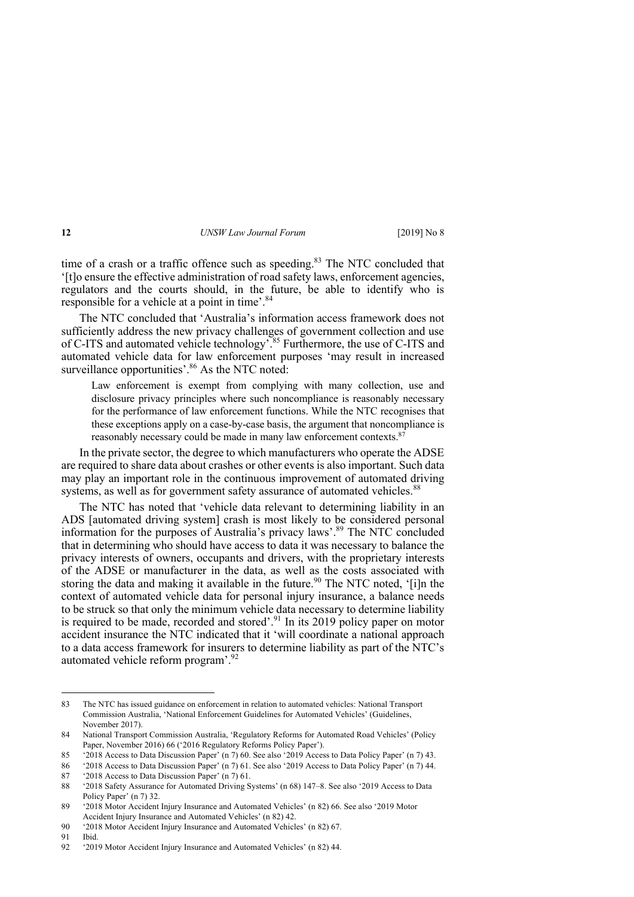time of a crash or a traffic offence such as speeding.[83] The NTC concluded that '[t]o ensure the effective administration of road safety laws, enforcement agencies, regulators and the courts should, in the future, be able to identify who is responsible for a vehicle at a point in time'.[84]

The NTC concluded that 'Australia's information access framework does not sufficiently address the new privacy challenges of government collection and use of C-ITS and automated vehicle technology'.[85] Furthermore, the use of C-ITS and automated vehicle data for law enforcement purposes 'may result in increased surveillance opportunities'.[86] As the NTC noted:

> Law enforcement is exempt from complying with many collection, use and disclosure privacy principles where such noncompliance is reasonably necessary for the performance of law enforcement functions. While the NTC recognises that these exceptions apply on a case-by-case basis, the argument that noncompliance is reasonably necessary could be made in many law enforcement contexts.[87]

In the private sector, the degree to which manufacturers who operate the ADSE are required to share data about crashes or other events is also important. Such data may play an important role in the continuous improvement of automated driving systems, as well as for government safety assurance of automated vehicles.[88]

The NTC has noted that 'vehicle data relevant to determining liability in an ADS [automated driving system] crash is most likely to be considered personal information for the purposes of Australia's privacy laws'.[89] The NTC concluded that in determining who should have access to data it was necessary to balance the privacy interests of owners, occupants and drivers, with the proprietary interests of the ADSE or manufacturer in the data, as well as the costs associated with storing the data and making it available in the future.[90] The NTC noted, '[i]n the context of automated vehicle data for personal injury insurance, a balance needs to be struck so that only the minimum vehicle data necessary to determine liability is required to be made, recorded and stored'.[91] In its 2019 policy paper on motor accident insurance the NTC indicated that it 'will coordinate a national approach to a data access framework for insurers to determine liability as part of the NTC's automated vehicle reform program'.[92]

---

83 The NTC has issued guidance on enforcement in relation to automated vehicles: National Transport Commission Australia, 'National Enforcement Guidelines for Automated Vehicles' (Guidelines, November 2017).

84 National Transport Commission Australia, 'Regulatory Reforms for Automated Road Vehicles' (Policy Paper, November 2016) 66 ('2016 Regulatory Reforms Policy Paper').

85 '2018 Access to Data Discussion Paper' (n 7) 60. See also '2019 Access to Data Policy Paper' (n 7) 43.

86 '2018 Access to Data Discussion Paper' (n 7) 61. See also '2019 Access to Data Policy Paper' (n 7) 44.

87 '2018 Access to Data Discussion Paper' (n 7) 61.

88 '2018 Safety Assurance for Automated Driving Systems' (n 68) 147–8. See also '2019 Access to Data Policy Paper' (n 7) 32.

89 '2018 Motor Accident Injury Insurance and Automated Vehicles' (n 82) 66. See also '2019 Motor Accident Injury Insurance and Automated Vehicles' (n 82) 42.

90 '2018 Motor Accident Injury Insurance and Automated Vehicles' (n 82) 67.

91 Ibid.

92 '2019 Motor Accident Injury Insurance and Automated Vehicles' (n 82) 44.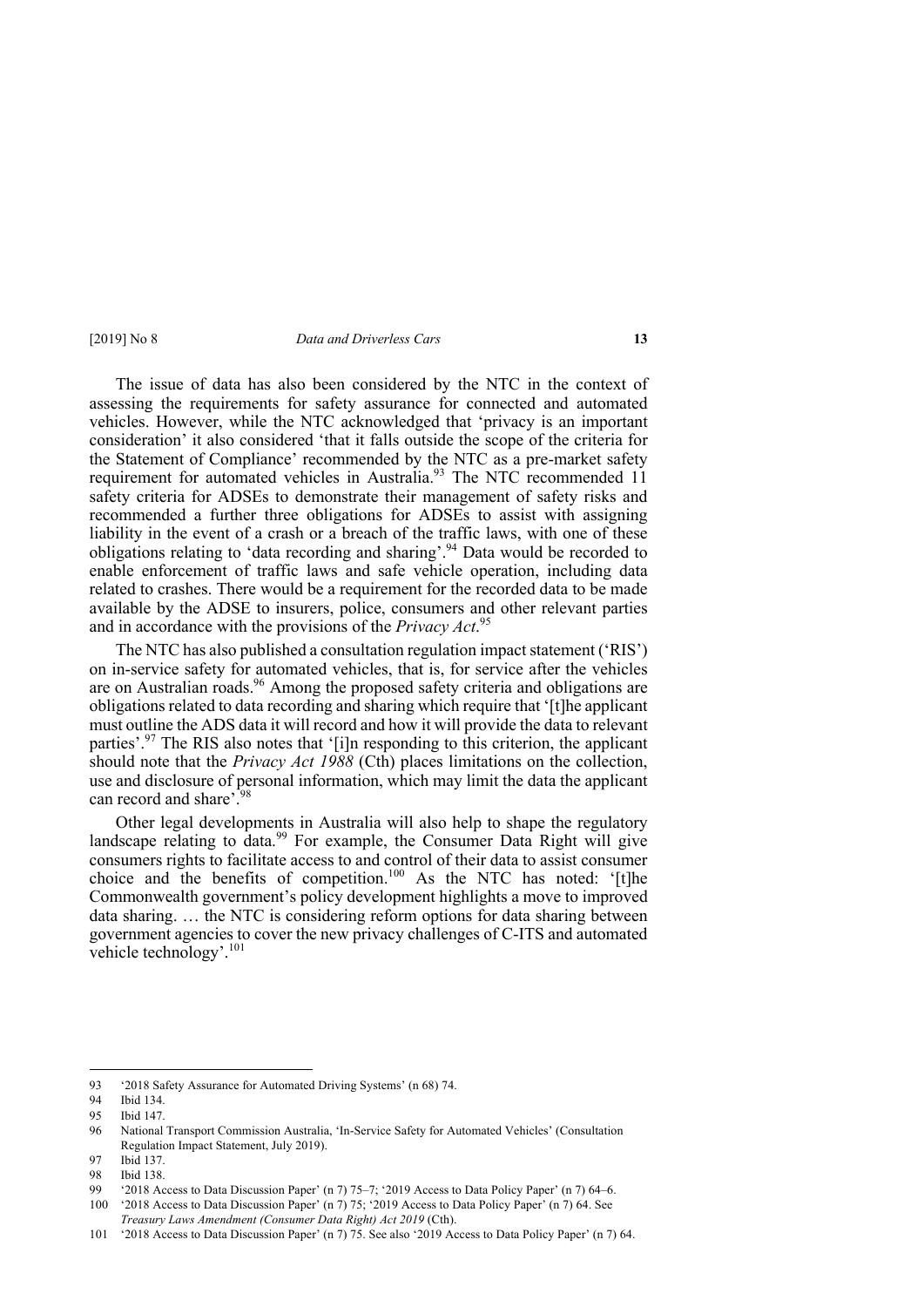The issue of data has also been considered by the NTC in the context of assessing the requirements for safety assurance for connected and automated vehicles. However, while the NTC acknowledged that 'privacy is an important consideration' it also considered 'that it falls outside the scope of the criteria for the Statement of Compliance' recommended by the NTC as a pre-market safety requirement for automated vehicles in Australia.[93] The NTC recommended 11 safety criteria for ADSEs to demonstrate their management of safety risks and recommended a further three obligations for ADSEs to assist with assigning liability in the event of a crash or a breach of the traffic laws, with one of these obligations relating to 'data recording and sharing'.[94] Data would be recorded to enable enforcement of traffic laws and safe vehicle operation, including data related to crashes. There would be a requirement for the recorded data to be made available by the ADSE to insurers, police, consumers and other relevant parties and in accordance with the provisions of the *Privacy Act*.[95]

The NTC has also published a consultation regulation impact statement ('RIS') on in-service safety for automated vehicles, that is, for service after the vehicles are on Australian roads.[96] Among the proposed safety criteria and obligations are obligations related to data recording and sharing which require that '[t]he applicant must outline the ADS data it will record and how it will provide the data to relevant parties'.[97] The RIS also notes that '[i]n responding to this criterion, the applicant should note that the *Privacy Act 1988* (Cth) places limitations on the collection, use and disclosure of personal information, which may limit the data the applicant can record and share'.[98]

Other legal developments in Australia will also help to shape the regulatory landscape relating to data.[99] For example, the Consumer Data Right will give consumers rights to facilitate access to and control of their data to assist consumer choice and the benefits of competition.[100] As the NTC has noted: '[t]he Commonwealth government's policy development highlights a move to improved data sharing. … the NTC is considering reform options for data sharing between government agencies to cover the new privacy challenges of C-ITS and automated vehicle technology'.[101]

---

93 '2018 Safety Assurance for Automated Driving Systems' (n 68) 74.

94 Ibid 134.

95 Ibid 147.

96 National Transport Commission Australia, 'In-Service Safety for Automated Vehicles' (Consultation Regulation Impact Statement, July 2019).

97 Ibid 137.

98 Ibid 138.

99 '2018 Access to Data Discussion Paper' (n 7) 75–7; '2019 Access to Data Policy Paper' (n 7) 64–6.

100 '2018 Access to Data Discussion Paper' (n 7) 75; '2019 Access to Data Policy Paper' (n 7) 64. See *Treasury Laws Amendment (Consumer Data Right) Act 2019* (Cth).

101 '2018 Access to Data Discussion Paper' (n 7) 75. See also '2019 Access to Data Policy Paper' (n 7) 64.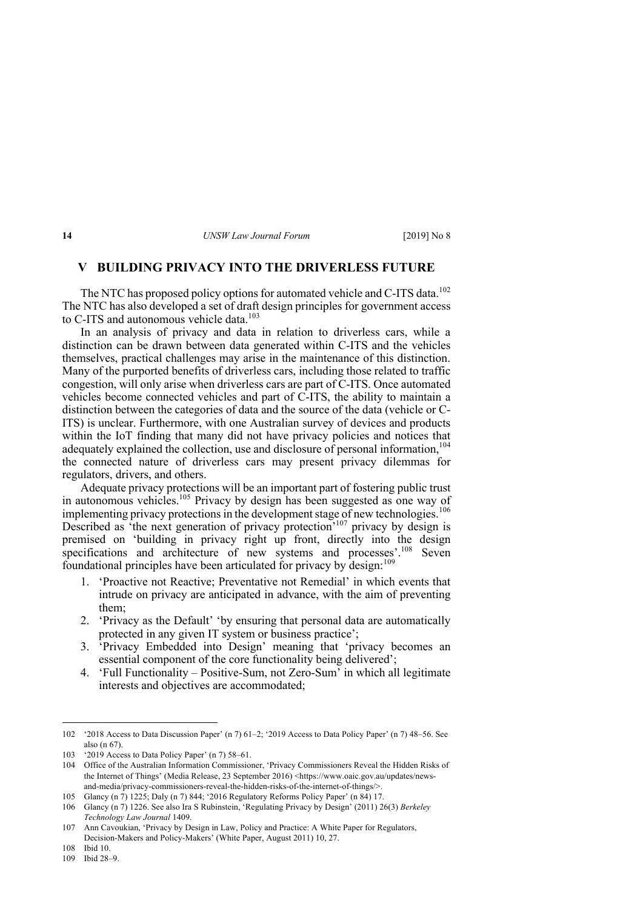## V BUILDING PRIVACY INTO THE DRIVERLESS FUTURE

The NTC has proposed policy options for automated vehicle and C-ITS data.[102] The NTC has also developed a set of draft design principles for government access to C-ITS and autonomous vehicle data.[103]

In an analysis of privacy and data in relation to driverless cars, while a distinction can be drawn between data generated within C-ITS and the vehicles themselves, practical challenges may arise in the maintenance of this distinction. Many of the purported benefits of driverless cars, including those related to traffic congestion, will only arise when driverless cars are part of C-ITS. Once automated vehicles become connected vehicles and part of C-ITS, the ability to maintain a distinction between the categories of data and the source of the data (vehicle or C-ITS) is unclear. Furthermore, with one Australian survey of devices and products within the IoT finding that many did not have privacy policies and notices that adequately explained the collection, use and disclosure of personal information,[104] the connected nature of driverless cars may present privacy dilemmas for regulators, drivers, and others.

Adequate privacy protections will be an important part of fostering public trust in autonomous vehicles.[105] Privacy by design has been suggested as one way of implementing privacy protections in the development stage of new technologies.[106] Described as 'the next generation of privacy protection'[107] privacy by design is premised on 'building in privacy right up front, directly into the design specifications and architecture of new systems and processes'.[108] Seven foundational principles have been articulated for privacy by design:[109]

1. 'Proactive not Reactive; Preventative not Remedial' in which events that intrude on privacy are anticipated in advance, with the aim of preventing them;
2. 'Privacy as the Default' 'by ensuring that personal data are automatically protected in any given IT system or business practice';
3. 'Privacy Embedded into Design' meaning that 'privacy becomes an essential component of the core functionality being delivered';
4. 'Full Functionality – Positive-Sum, not Zero-Sum' in which all legitimate interests and objectives are accommodated;

---

102 '2018 Access to Data Discussion Paper' (n 7) 61–2; '2019 Access to Data Policy Paper' (n 7) 48–56. See also (n 67).

103 '2019 Access to Data Policy Paper' (n 7) 58–61.

104 Office of the Australian Information Commissioner, 'Privacy Commissioners Reveal the Hidden Risks of the Internet of Things' (Media Release, 23 September 2016) <https://www.oaic.gov.au/updates/news-and-media/privacy-commissioners-reveal-the-hidden-risks-of-the-internet-of-things/>.

105 Glancy (n 7) 1225; Daly (n 7) 844; '2016 Regulatory Reforms Policy Paper' (n 84) 17.

106 Glancy (n 7) 1226. See also Ira S Rubinstein, 'Regulating Privacy by Design' (2011) 26(3) *Berkeley Technology Law Journal* 1409.

107 Ann Cavoukian, 'Privacy by Design in Law, Policy and Practice: A White Paper for Regulators, Decision-Makers and Policy-Makers' (White Paper, August 2011) 10, 27.

108 Ibid 10.

109 Ibid 28–9.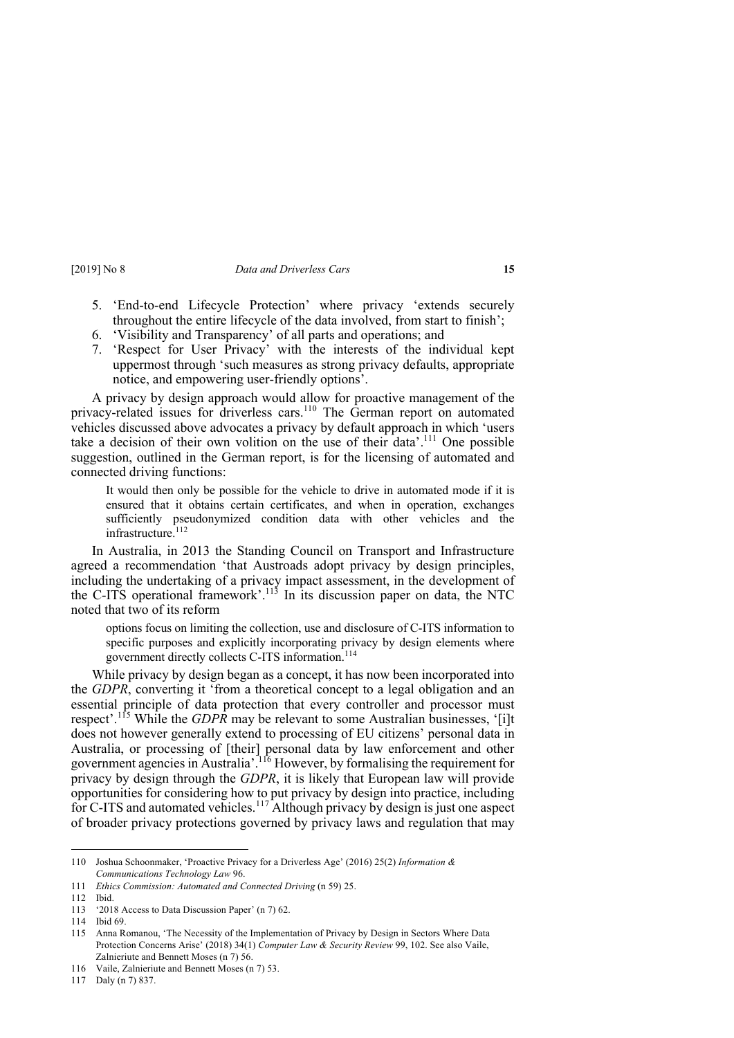5. 'End-to-end Lifecycle Protection' where privacy 'extends securely throughout the entire lifecycle of the data involved, from start to finish';
6. 'Visibility and Transparency' of all parts and operations; and
7. 'Respect for User Privacy' with the interests of the individual kept uppermost through 'such measures as strong privacy defaults, appropriate notice, and empowering user-friendly options'.

A privacy by design approach would allow for proactive management of the privacy-related issues for driverless cars.[110] The German report on automated vehicles discussed above advocates a privacy by default approach in which 'users take a decision of their own volition on the use of their data'.[111] One possible suggestion, outlined in the German report, is for the licensing of automated and connected driving functions:

> It would then only be possible for the vehicle to drive in automated mode if it is ensured that it obtains certain certificates, and when in operation, exchanges sufficiently pseudonymized condition data with other vehicles and the infrastructure.[112]

In Australia, in 2013 the Standing Council on Transport and Infrastructure agreed a recommendation 'that Austroads adopt privacy by design principles, including the undertaking of a privacy impact assessment, in the development of the C-ITS operational framework'.[113] In its discussion paper on data, the NTC noted that two of its reform

> options focus on limiting the collection, use and disclosure of C-ITS information to specific purposes and explicitly incorporating privacy by design elements where government directly collects C-ITS information.[114]

While privacy by design began as a concept, it has now been incorporated into the *GDPR*, converting it 'from a theoretical concept to a legal obligation and an essential principle of data protection that every controller and processor must respect'.[115] While the *GDPR* may be relevant to some Australian businesses, '[i]t does not however generally extend to processing of EU citizens' personal data in Australia, or processing of [their] personal data by law enforcement and other government agencies in Australia'.[116] However, by formalising the requirement for privacy by design through the *GDPR*, it is likely that European law will provide opportunities for considering how to put privacy by design into practice, including for C-ITS and automated vehicles.[117] Although privacy by design is just one aspect of broader privacy protections governed by privacy laws and regulation that may

---

110 Joshua Schoonmaker, 'Proactive Privacy for a Driverless Age' (2016) 25(2) *Information & Communications Technology Law* 96.

111 *Ethics Commission: Automated and Connected Driving* (n 59) 25.

112 Ibid.

113 '2018 Access to Data Discussion Paper' (n 7) 62.

114 Ibid 69.

115 Anna Romanou, 'The Necessity of the Implementation of Privacy by Design in Sectors Where Data Protection Concerns Arise' (2018) 34(1) *Computer Law & Security Review* 99, 102. See also Vaile, Zalnieriute and Bennett Moses (n 7) 56.

116 Vaile, Zalnieriute and Bennett Moses (n 7) 53.

117 Daly (n 7) 837.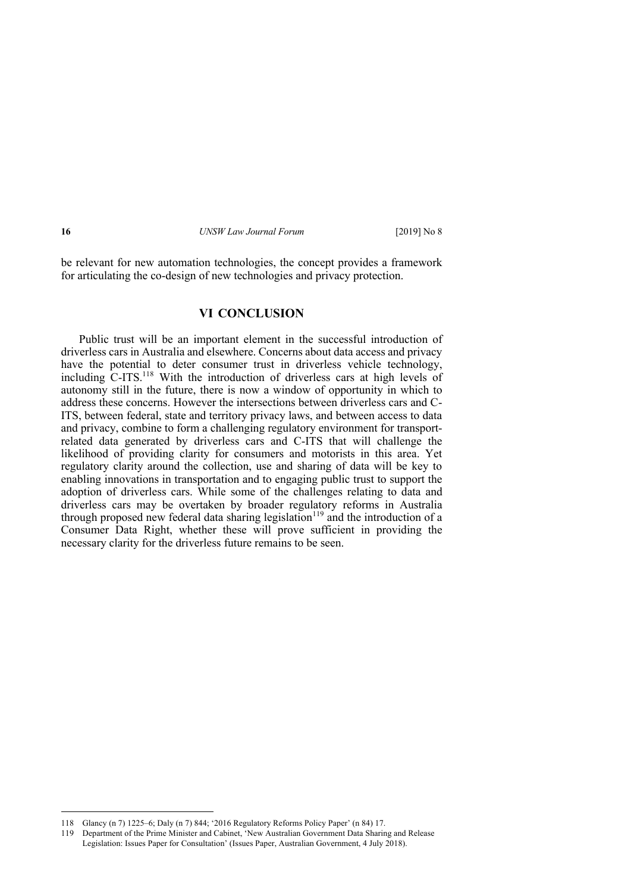be relevant for new automation technologies, the concept provides a framework for articulating the co-design of new technologies and privacy protection.

## VI CONCLUSION

Public trust will be an important element in the successful introduction of driverless cars in Australia and elsewhere. Concerns about data access and privacy have the potential to deter consumer trust in driverless vehicle technology, including C-ITS.[118] With the introduction of driverless cars at high levels of autonomy still in the future, there is now a window of opportunity in which to address these concerns. However the intersections between driverless cars and C-ITS, between federal, state and territory privacy laws, and between access to data and privacy, combine to form a challenging regulatory environment for transport-related data generated by driverless cars and C-ITS that will challenge the likelihood of providing clarity for consumers and motorists in this area. Yet regulatory clarity around the collection, use and sharing of data will be key to enabling innovations in transportation and to engaging public trust to support the adoption of driverless cars. While some of the challenges relating to data and driverless cars may be overtaken by broader regulatory reforms in Australia through proposed new federal data sharing legislation[119] and the introduction of a Consumer Data Right, whether these will prove sufficient in providing the necessary clarity for the driverless future remains to be seen.

---

118 Glancy (n 7) 1225–6; Daly (n 7) 844; '2016 Regulatory Reforms Policy Paper' (n 84) 17.

119 Department of the Prime Minister and Cabinet, 'New Australian Government Data Sharing and Release Legislation: Issues Paper for Consultation' (Issues Paper, Australian Government, 4 July 2018).